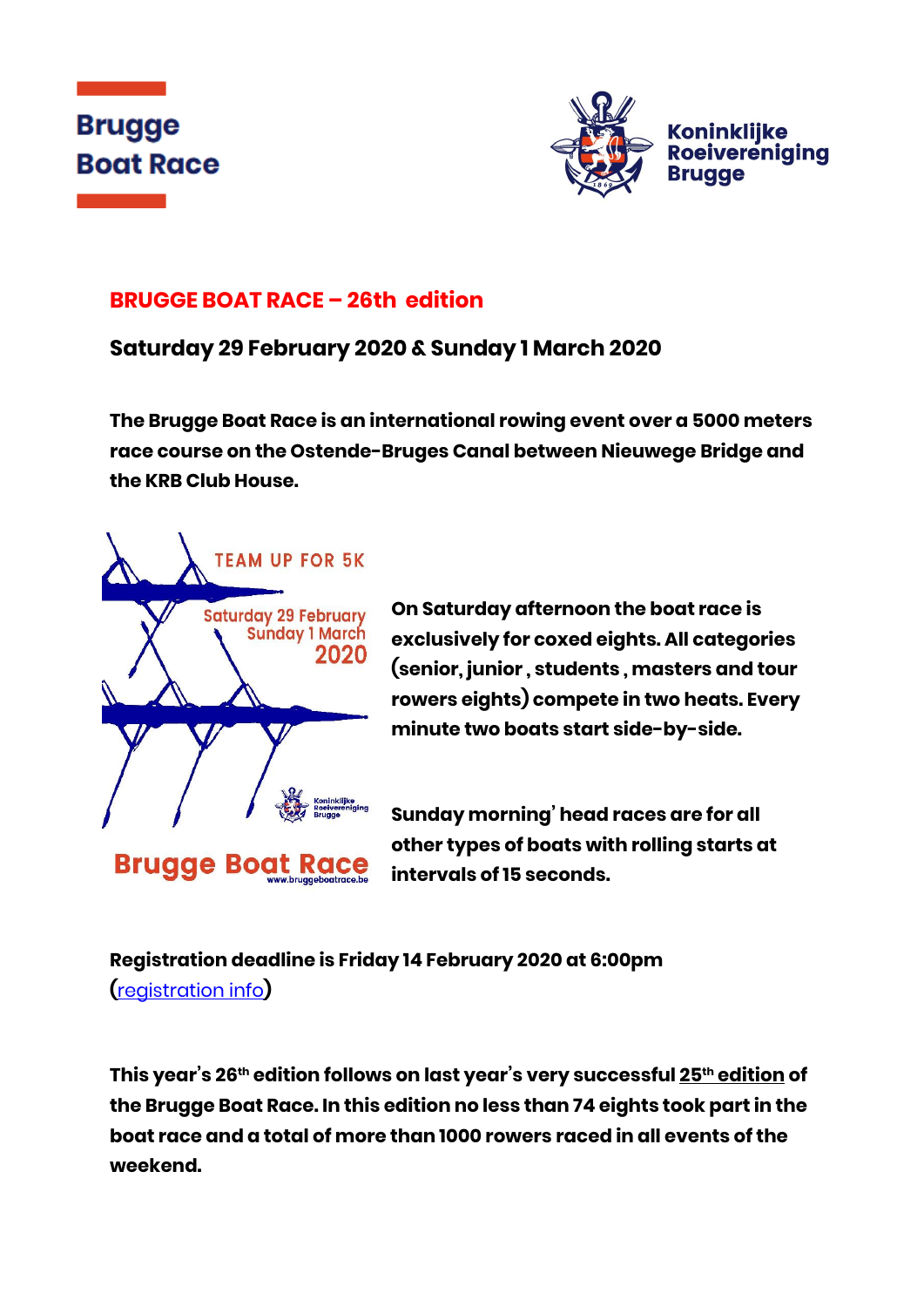Brugge Boat Race

Koninklijke Roeivereniging Brugge

## BRUGGE BOAT RACE – 26th edition

**Saturday 29 February 2020 & Sunday 1 March 2020**

**The Brugge Boat Race is an international rowing event over a 5000 meters race course on the Ostende-Bruges Canal between Nieuwege Bridge and the KRB Club House.**

TEAM UP FOR 5K

Saturday 29 February
Sunday 1 March
2020

Brugge Boat Race
www.bruggeboatrace.be

**On Saturday afternoon the boat race is exclusively for coxed eights. All categories (senior, junior , students , masters and tour rowers eights) compete in two heats. Every minute two boats start side-by-side.**

**Sunday morning' head races are for all other types of boats with rolling starts at intervals of 15 seconds.**

**Registration deadline is Friday 14 February 2020 at 6:00pm (registration info)**

**This year's 26th edition follows on last year's very successful 25th edition of the Brugge Boat Race. In this edition no less than 74 eights took part in the boat race and a total of more than 1000 rowers raced in all events of the weekend.**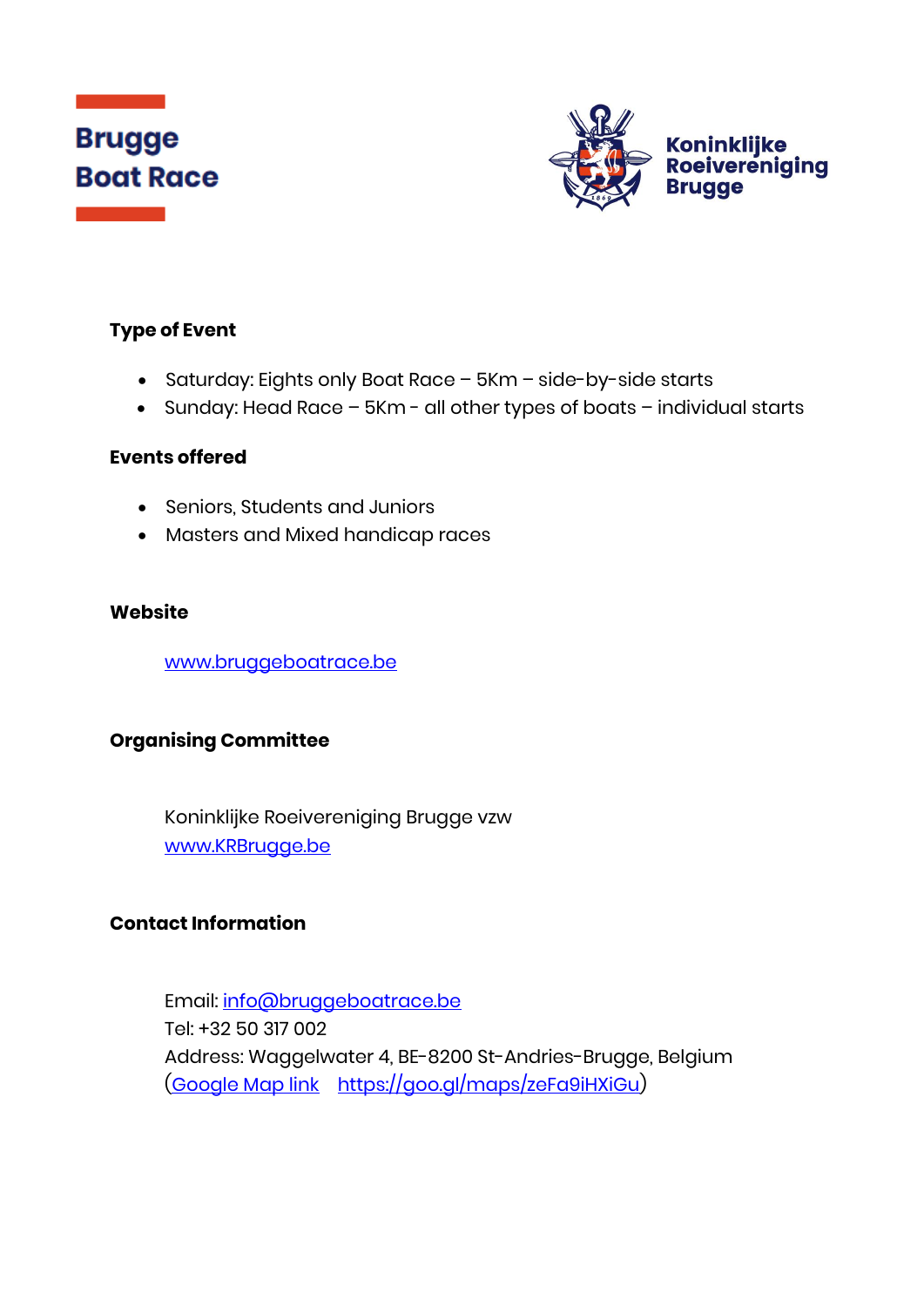**Brugge Boat Race**

**Koninklijke Roeivereniging Brugge**

## Type of Event

- Saturday: Eights only Boat Race – 5Km – side-by-side starts
- Sunday: Head Race – 5Km - all other types of boats – individual starts

## Events offered

- Seniors, Students and Juniors
- Masters and Mixed handicap races

## Website

[www.bruggeboatrace.be](http://www.bruggeboatrace.be)

## Organising Committee

Koninklijke Roeivereniging Brugge vzw
[www.KRBrugge.be](http://www.KRBrugge.be)

## Contact Information

Email: [info@bruggeboatrace.be](mailto:info@bruggeboatrace.be)
Tel: +32 50 317 002
Address: Waggelwater 4, BE-8200 St-Andries-Brugge, Belgium
([Google Map link](https://goo.gl/maps/zeFa9iHXiGu) [https://goo.gl/maps/zeFa9iHXiGu](https://goo.gl/maps/zeFa9iHXiGu))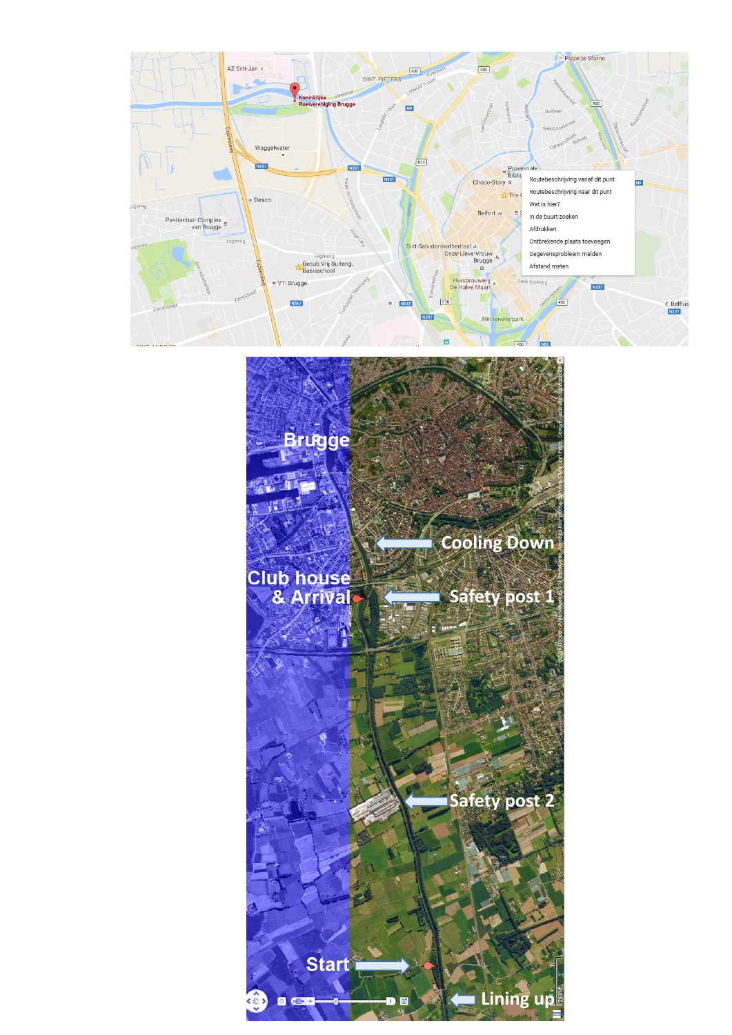Koninklijke Roeivereniging Brugge

Brugge

Cooling Down

Club house & Arrival

Safety post 1

Safety post 2

Start

Lining up